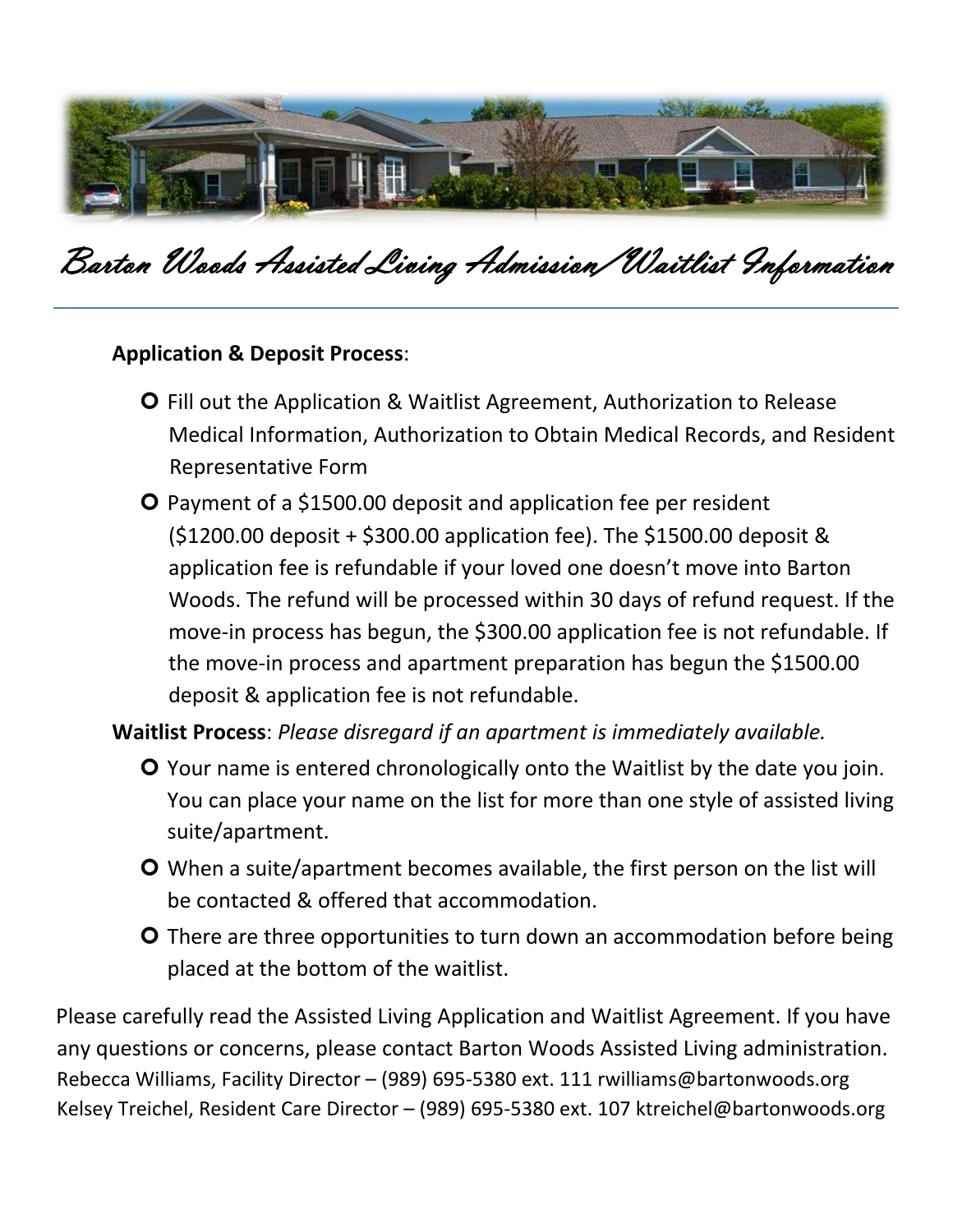# Barton Woods Assisted Living Admission/Waitlist Information

**Application & Deposit Process**:

- Fill out the Application & Waitlist Agreement, Authorization to Release Medical Information, Authorization to Obtain Medical Records, and Resident Representative Form
- Payment of a $1500.00 deposit and application fee per resident ($1200.00 deposit + $300.00 application fee). The $1500.00 deposit & application fee is refundable if your loved one doesn't move into Barton Woods. The refund will be processed within 30 days of refund request. If the move-in process has begun, the $300.00 application fee is not refundable. If the move-in process and apartment preparation has begun the $1500.00 deposit & application fee is not refundable.

**Waitlist Process**: *Please disregard if an apartment is immediately available.*

- Your name is entered chronologically onto the Waitlist by the date you join. You can place your name on the list for more than one style of assisted living suite/apartment.
- When a suite/apartment becomes available, the first person on the list will be contacted & offered that accommodation.
- There are three opportunities to turn down an accommodation before being placed at the bottom of the waitlist.

Please carefully read the Assisted Living Application and Waitlist Agreement. If you have any questions or concerns, please contact Barton Woods Assisted Living administration.

Rebecca Williams, Facility Director – (989) 695-5380 ext. 111 rwilliams@bartonwoods.org

Kelsey Treichel, Resident Care Director – (989) 695-5380 ext. 107 ktreichel@bartonwoods.org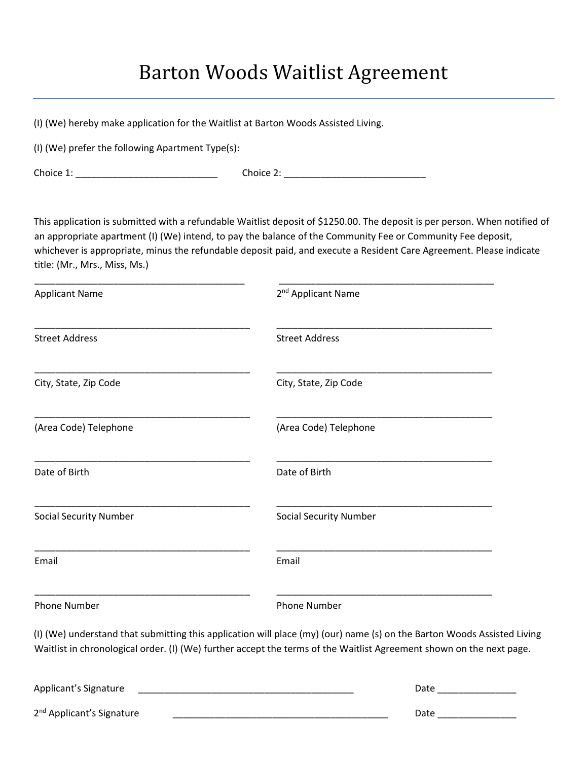# Barton Woods Waitlist Agreement

(I) (We) hereby make application for the Waitlist at Barton Woods Assisted Living.

(I) (We) prefer the following Apartment Type(s):

Choice 1: ___________________________ Choice 2: ___________________________

This application is submitted with a refundable Waitlist deposit of $1250.00. The deposit is per person. When notified of an appropriate apartment (I) (We) intend, to pay the balance of the Community Fee or Community Fee deposit, whichever is appropriate, minus the refundable deposit paid, and execute a Resident Care Agreement. Please indicate title: (Mr., Mrs., Miss, Ms.)

| | |
|---|---|
| ___________________________________________ | ___________________________________________ |
| Applicant Name | 2nd Applicant Name |
| ___________________________________________ | ___________________________________________ |
| Street Address | Street Address |
| ___________________________________________ | ___________________________________________ |
| City, State, Zip Code | City, State, Zip Code |
| ___________________________________________ | ___________________________________________ |
| (Area Code) Telephone | (Area Code) Telephone |
| ___________________________________________ | ___________________________________________ |
| Date of Birth | Date of Birth |
| ___________________________________________ | ___________________________________________ |
| Social Security Number | Social Security Number |
| ___________________________________________ | ___________________________________________ |
| Email | Email |
| ___________________________________________ | ___________________________________________ |
| Phone Number | Phone Number |

(I) (We) understand that submitting this application will place (my) (our) name (s) on the Barton Woods Assisted Living Waitlist in chronological order. (I) (We) further accept the terms of the Waitlist Agreement shown on the next page.

Applicant's Signature ___________________________________________ Date _______________

2nd Applicant's Signature ___________________________________________ Date _______________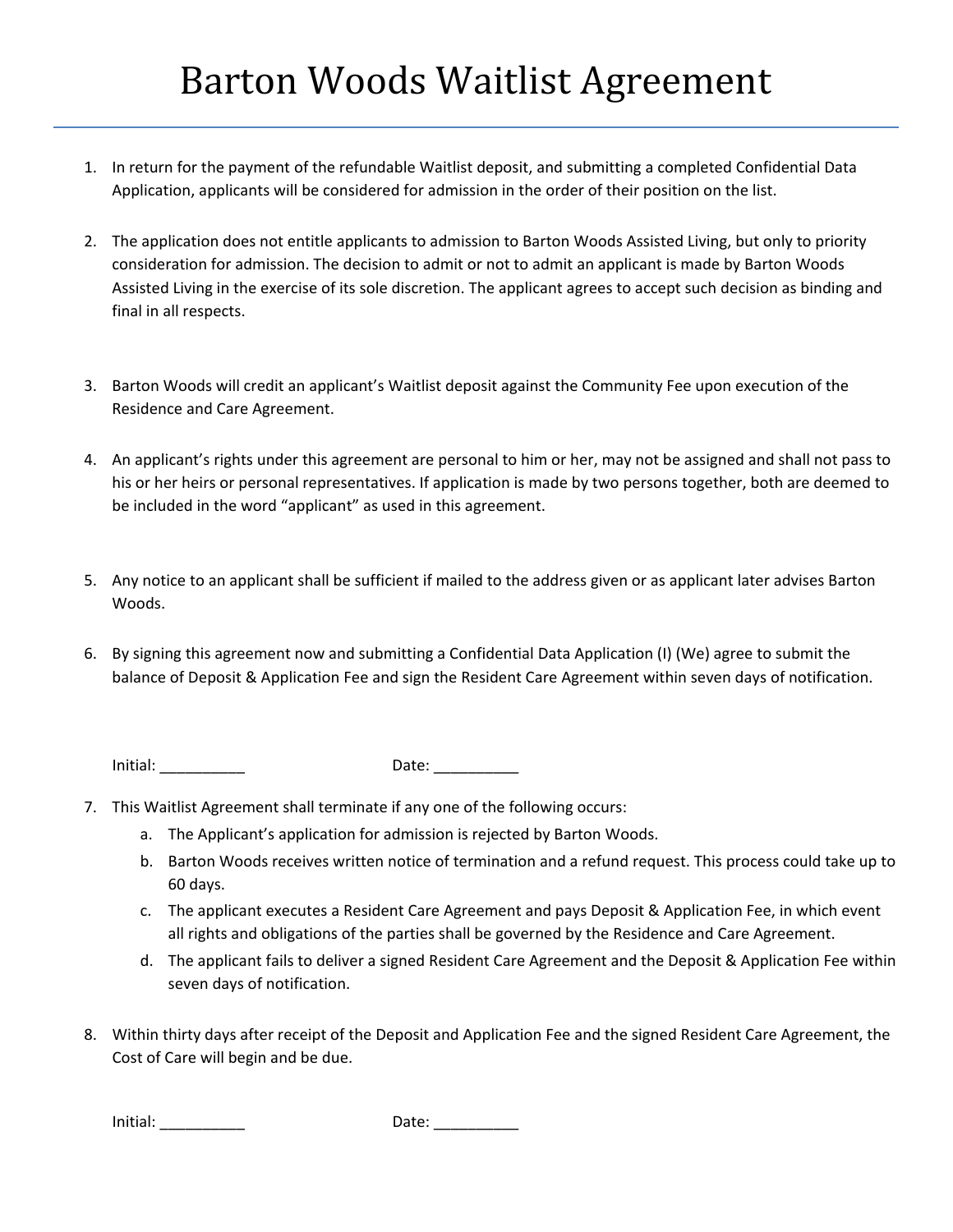# Barton Woods Waitlist Agreement

1. In return for the payment of the refundable Waitlist deposit, and submitting a completed Confidential Data Application, applicants will be considered for admission in the order of their position on the list.

2. The application does not entitle applicants to admission to Barton Woods Assisted Living, but only to priority consideration for admission. The decision to admit or not to admit an applicant is made by Barton Woods Assisted Living in the exercise of its sole discretion. The applicant agrees to accept such decision as binding and final in all respects.

3. Barton Woods will credit an applicant's Waitlist deposit against the Community Fee upon execution of the Residence and Care Agreement.

4. An applicant's rights under this agreement are personal to him or her, may not be assigned and shall not pass to his or her heirs or personal representatives. If application is made by two persons together, both are deemed to be included in the word "applicant" as used in this agreement.

5. Any notice to an applicant shall be sufficient if mailed to the address given or as applicant later advises Barton Woods.

6. By signing this agreement now and submitting a Confidential Data Application (I) (We) agree to submit the balance of Deposit & Application Fee and sign the Resident Care Agreement within seven days of notification.

   Initial: __________ Date: __________

7. This Waitlist Agreement shall terminate if any one of the following occurs:
   a. The Applicant's application for admission is rejected by Barton Woods.
   b. Barton Woods receives written notice of termination and a refund request. This process could take up to 60 days.
   c. The applicant executes a Resident Care Agreement and pays Deposit & Application Fee, in which event all rights and obligations of the parties shall be governed by the Residence and Care Agreement.
   d. The applicant fails to deliver a signed Resident Care Agreement and the Deposit & Application Fee within seven days of notification.

8. Within thirty days after receipt of the Deposit and Application Fee and the signed Resident Care Agreement, the Cost of Care will begin and be due.

   Initial: __________ Date: __________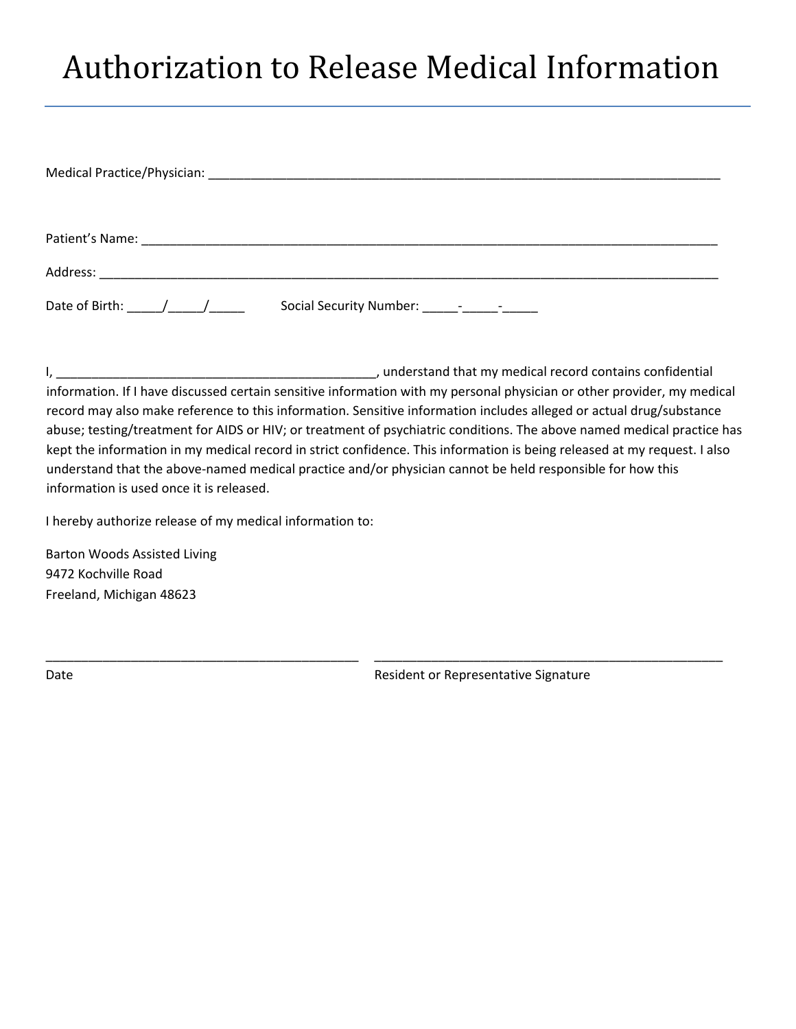# Authorization to Release Medical Information

Medical Practice/Physician: ___________________________________________________________________________

Patient's Name: ____________________________________________________________________________________

Address: _______________________________________________________________________________________

Date of Birth: _____/_____/_____          Social Security Number: _____-_____-_____

I, _______________________________________________, understand that my medical record contains confidential information. If I have discussed certain sensitive information with my personal physician or other provider, my medical record may also make reference to this information. Sensitive information includes alleged or actual drug/substance abuse; testing/treatment for AIDS or HIV; or treatment of psychiatric conditions. The above named medical practice has kept the information in my medical record in strict confidence. This information is being released at my request. I also understand that the above-named medical practice and/or physician cannot be held responsible for how this information is used once it is released.

I hereby authorize release of my medical information to:

Barton Woods Assisted Living
9472 Kochville Road
Freeland, Michigan 48623

______________________________________________     ____________________________________________________

Date                                                                              Resident or Representative Signature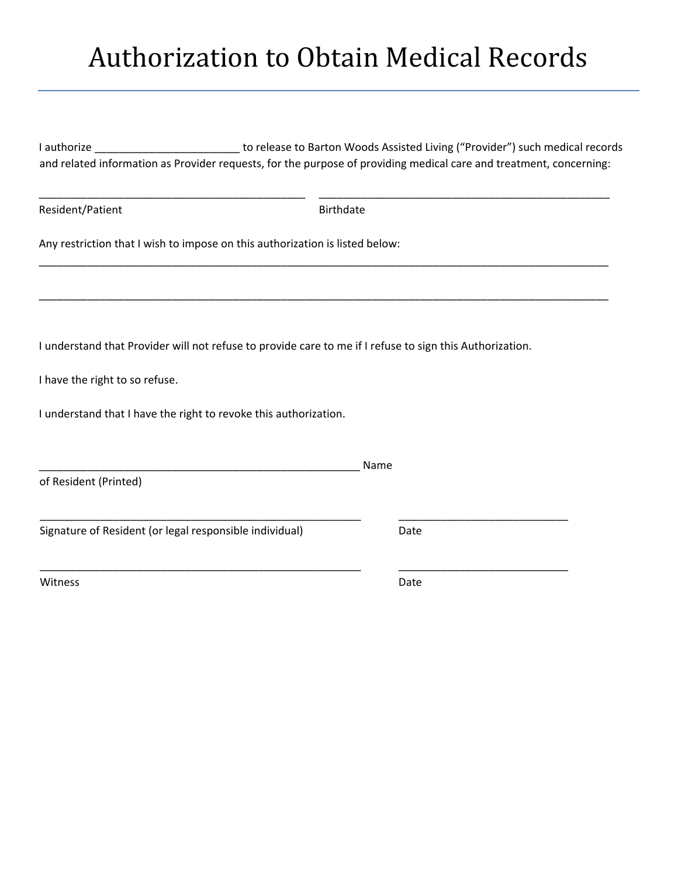# Authorization to Obtain Medical Records

I authorize ________________________ to release to Barton Woods Assisted Living ("Provider") such medical records and related information as Provider requests, for the purpose of providing medical care and treatment, concerning:

______________________________________________ &nbsp;&nbsp;&nbsp; __________________________________________________

Resident/Patient &nbsp;&nbsp;&nbsp;&nbsp;&nbsp;&nbsp;&nbsp;&nbsp;&nbsp;&nbsp;&nbsp;&nbsp;&nbsp;&nbsp;&nbsp;&nbsp;&nbsp;&nbsp;&nbsp;&nbsp;&nbsp;&nbsp;&nbsp;&nbsp;&nbsp;&nbsp;&nbsp;&nbsp;&nbsp;&nbsp;&nbsp;&nbsp;&nbsp;&nbsp;&nbsp;&nbsp;&nbsp;&nbsp;&nbsp;&nbsp;&nbsp;&nbsp;&nbsp;&nbsp;&nbsp; Birthdate

Any restriction that I wish to impose on this authorization is listed below:

____________________________________________________________________________________________________

____________________________________________________________________________________________________

I understand that Provider will not refuse to provide care to me if I refuse to sign this Authorization.

I have the right to so refuse.

I understand that I have the right to revoke this authorization.

________________________________________________________ Name of Resident (Printed)

________________________________________________________ &nbsp;&nbsp;&nbsp;&nbsp;&nbsp; _____________________________

Signature of Resident (or legal responsible individual) &nbsp;&nbsp;&nbsp;&nbsp;&nbsp;&nbsp;&nbsp;&nbsp;&nbsp;&nbsp;&nbsp;&nbsp;&nbsp;&nbsp;&nbsp;&nbsp; Date

________________________________________________________ &nbsp;&nbsp;&nbsp;&nbsp;&nbsp; _____________________________

Witness &nbsp;&nbsp;&nbsp;&nbsp;&nbsp;&nbsp;&nbsp;&nbsp;&nbsp;&nbsp;&nbsp;&nbsp;&nbsp;&nbsp;&nbsp;&nbsp;&nbsp;&nbsp;&nbsp;&nbsp;&nbsp;&nbsp;&nbsp;&nbsp;&nbsp;&nbsp;&nbsp;&nbsp;&nbsp;&nbsp;&nbsp;&nbsp;&nbsp;&nbsp;&nbsp;&nbsp;&nbsp;&nbsp;&nbsp;&nbsp;&nbsp;&nbsp;&nbsp;&nbsp;&nbsp;&nbsp;&nbsp;&nbsp;&nbsp;&nbsp;&nbsp;&nbsp;&nbsp;&nbsp;&nbsp;&nbsp;&nbsp;&nbsp;&nbsp;&nbsp;&nbsp;&nbsp; Date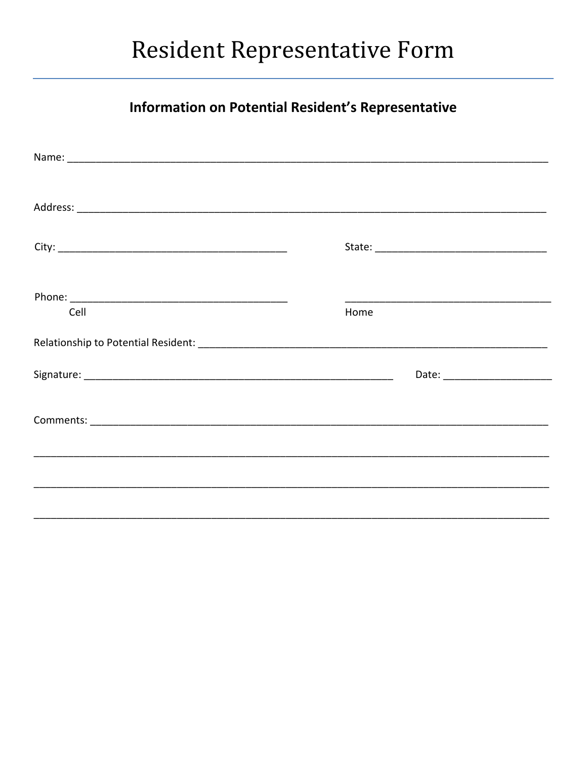# Resident Representative Form

## Information on Potential Resident's Representative

Name: ____________________________________________________________________________________

Address: __________________________________________________________________________________

City: ________________________________________ State: ______________________________

Phone: _____________________________________ _____________________________________

Cell Home

Relationship to Potential Resident: ___________________________________________________________

Signature: ______________________________________________________ Date: ___________________

Comments: _________________________________________________________________________________

___________________________________________________________________________________________

___________________________________________________________________________________________

___________________________________________________________________________________________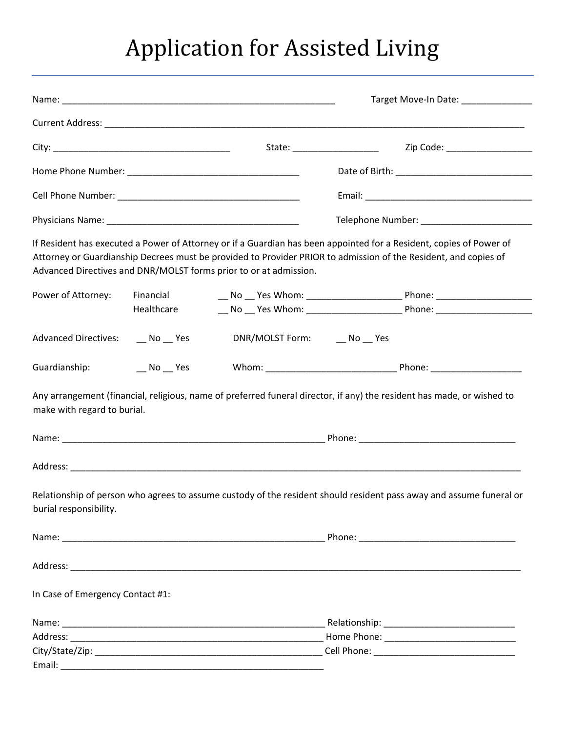# Application for Assisted Living

Name: ________________________________________________ Target Move-In Date: ____________

Current Address: ________________________________________________________________________

City: ______________________________ State: _______________ Zip Code: _______________

Home Phone Number: ______________________________ Date of Birth: ________________________

Cell Phone Number: ______________________________ Email: ______________________________

Physicians Name: ________________________________ Telephone Number: ____________________

If Resident has executed a Power of Attorney or if a Guardian has been appointed for a Resident, copies of Power of Attorney or Guardianship Decrees must be provided to Provider PRIOR to admission of the Resident, and copies of Advanced Directives and DNR/MOLST forms prior to or at admission.

Power of Attorney: Financial __ No __ Yes Whom: _________________ Phone: _________________

Healthcare __ No __ Yes Whom: _________________ Phone: _________________

Advanced Directives: __ No __ Yes DNR/MOLST Form: __ No __ Yes

Guardianship: __ No __ Yes Whom: _______________________ Phone: ________________

Any arrangement (financial, religious, name of preferred funeral director, if any) the resident has made, or wished to make with regard to burial.

Name: _______________________________________________ Phone: ___________________________

Address: ________________________________________________________________________________

Relationship of person who agrees to assume custody of the resident should resident pass away and assume funeral or burial responsibility.

Name: _______________________________________________ Phone: ___________________________

Address: ________________________________________________________________________________

In Case of Emergency Contact #1:

Name: _______________________________________________ Relationship: _______________________

Address: _____________________________________________ Home Phone: ________________________

City/State/Zip: _______________________________________ Cell Phone: _________________________

Email: _______________________________________________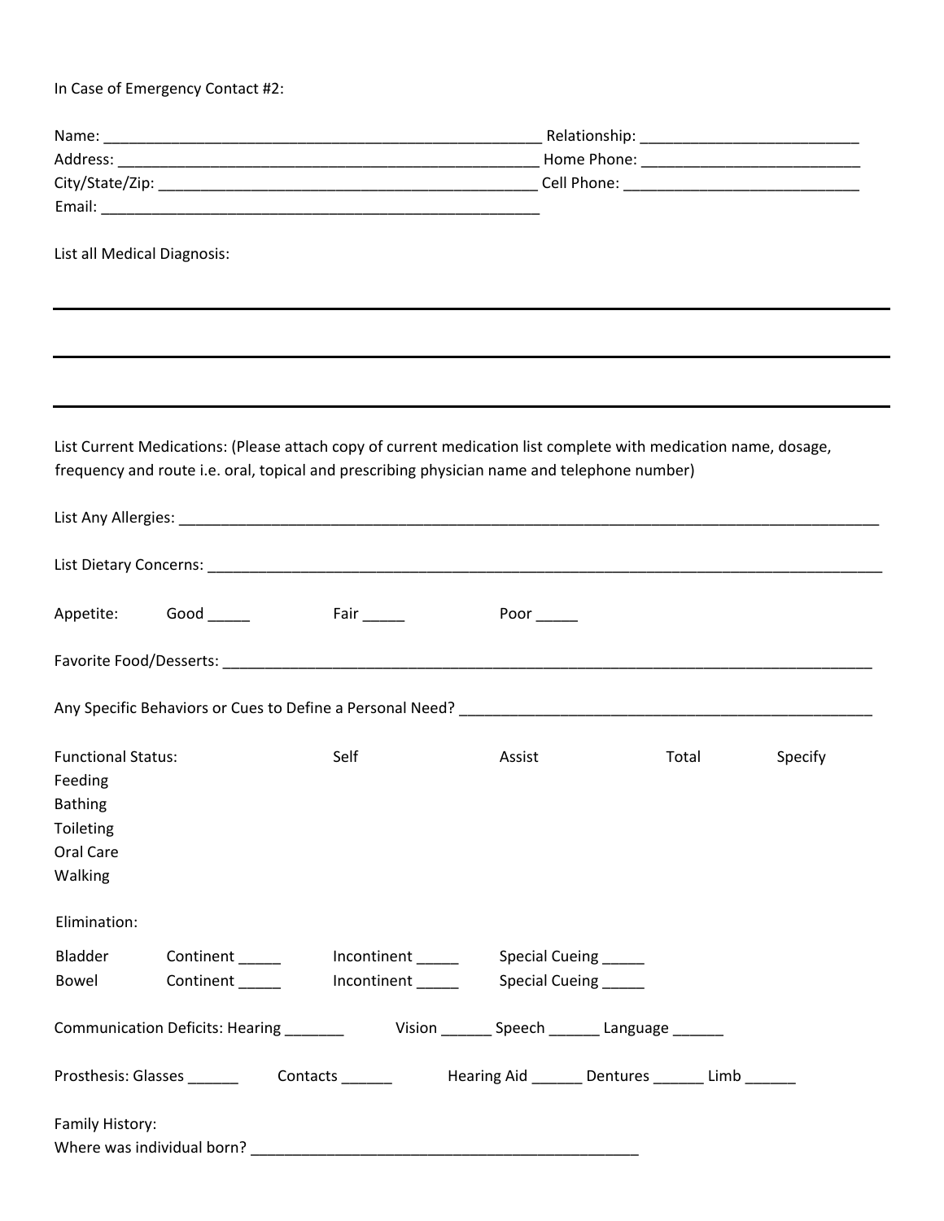In Case of Emergency Contact #2:

Name: ____________________________________________________ Relationship: __________________________
Address: __________________________________________________ Home Phone: __________________________
City/State/Zip: _____________________________________________ Cell Phone: ___________________________
Email: ____________________________________________________

List all Medical Diagnosis:

___

___

___

List Current Medications: (Please attach copy of current medication list complete with medication name, dosage, frequency and route i.e. oral, topical and prescribing physician name and telephone number)

List Any Allergies: ___________________________________________________________________________________

List Dietary Concerns: ________________________________________________________________________________

Appetite: Good _____ Fair _____ Poor _____

Favorite Food/Desserts: _______________________________________________________________________________

Any Specific Behaviors or Cues to Define a Personal Need? ___________________________________________________

| Functional Status: | Self | Assist | Total | Specify |
|---|---|---|---|---|
| Feeding | | | | |
| Bathing | | | | |
| Toileting | | | | |
| Oral Care | | | | |
| Walking | | | | |

Elimination:

| | | | |
|---|---|---|---|
| Bladder | Continent _____ | Incontinent _____ | Special Cueing _____ |
| Bowel | Continent _____ | Incontinent _____ | Special Cueing _____ |

Communication Deficits: Hearing _______ Vision ______ Speech ______ Language ______

Prosthesis: Glasses ______ Contacts ______ Hearing Aid ______ Dentures ______ Limb ______

Family History:
Where was individual born? ______________________________________________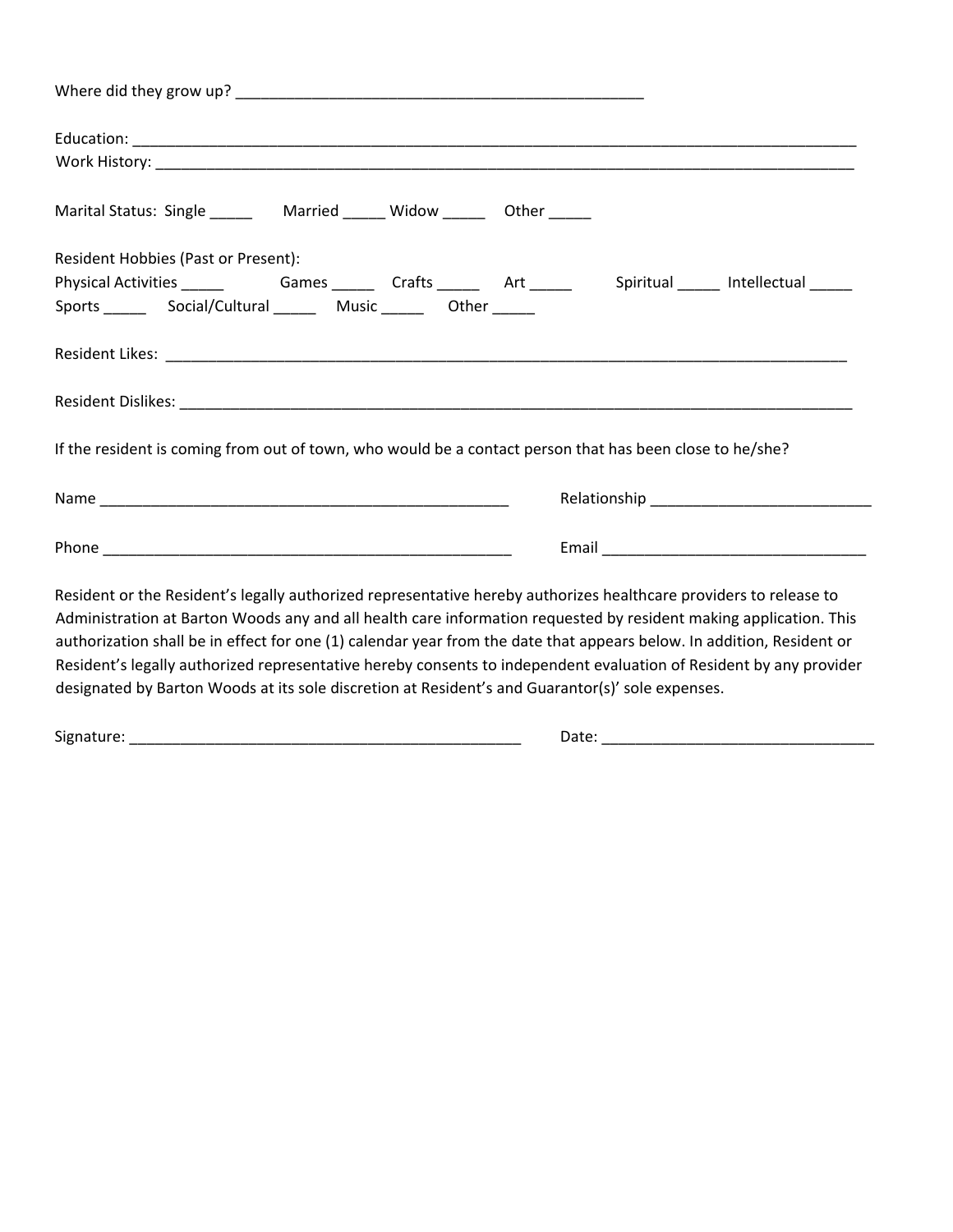Where did they grow up? _______________________________________________

Education: ________________________________________________________________________________

Work History: _____________________________________________________________________________

Marital Status: Single _____ Married _____ Widow _____ Other _____

Resident Hobbies (Past or Present):

Physical Activities _____ Games _____ Crafts _____ Art _____ Spiritual _____ Intellectual _____

Sports _____ Social/Cultural _____ Music _____ Other _____

Resident Likes: ____________________________________________________________________________

Resident Dislikes: __________________________________________________________________________

If the resident is coming from out of town, who would be a contact person that has been close to he/she?

Name ________________________________________________ Relationship __________________________

Phone ________________________________________________ Email _______________________________

Resident or the Resident's legally authorized representative hereby authorizes healthcare providers to release to Administration at Barton Woods any and all health care information requested by resident making application. This authorization shall be in effect for one (1) calendar year from the date that appears below. In addition, Resident or Resident's legally authorized representative hereby consents to independent evaluation of Resident by any provider designated by Barton Woods at its sole discretion at Resident's and Guarantor(s)' sole expenses.

Signature: ______________________________________________ Date: _______________________________